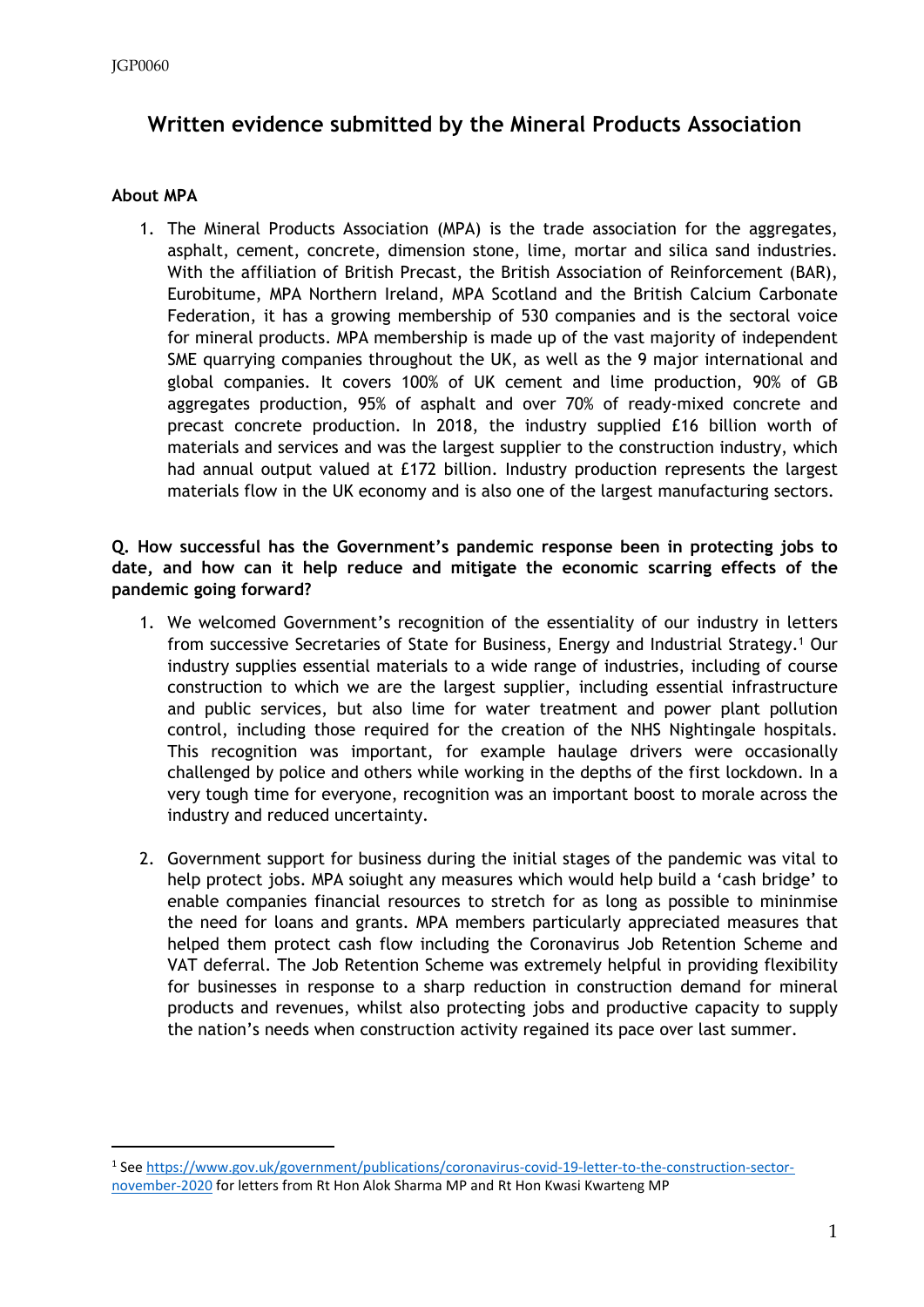JGP0060

# Written evidence submitted by the Mineral Products Association

**About MPA**

1. The Mineral Products Association (MPA) is the trade association for the aggregates, asphalt, cement, concrete, dimension stone, lime, mortar and silica sand industries. With the affiliation of British Precast, the British Association of Reinforcement (BAR), Eurobitume, MPA Northern Ireland, MPA Scotland and the British Calcium Carbonate Federation, it has a growing membership of 530 companies and is the sectoral voice for mineral products. MPA membership is made up of the vast majority of independent SME quarrying companies throughout the UK, as well as the 9 major international and global companies. It covers 100% of UK cement and lime production, 90% of GB aggregates production, 95% of asphalt and over 70% of ready-mixed concrete and precast concrete production. In 2018, the industry supplied £16 billion worth of materials and services and was the largest supplier to the construction industry, which had annual output valued at £172 billion. Industry production represents the largest materials flow in the UK economy and is also one of the largest manufacturing sectors.

**Q. How successful has the Government's pandemic response been in protecting jobs to date, and how can it help reduce and mitigate the economic scarring effects of the pandemic going forward?**

1. We welcomed Government's recognition of the essentiality of our industry in letters from successive Secretaries of State for Business, Energy and Industrial Strategy.[1] Our industry supplies essential materials to a wide range of industries, including of course construction to which we are the largest supplier, including essential infrastructure and public services, but also lime for water treatment and power plant pollution control, including those required for the creation of the NHS Nightingale hospitals. This recognition was important, for example haulage drivers were occasionally challenged by police and others while working in the depths of the first lockdown. In a very tough time for everyone, recognition was an important boost to morale across the industry and reduced uncertainty.

2. Government support for business during the initial stages of the pandemic was vital to help protect jobs. MPA soiught any measures which would help build a 'cash bridge' to enable companies financial resources to stretch for as long as possible to mininmise the need for loans and grants. MPA members particularly appreciated measures that helped them protect cash flow including the Coronavirus Job Retention Scheme and VAT deferral. The Job Retention Scheme was extremely helpful in providing flexibility for businesses in response to a sharp reduction in construction demand for mineral products and revenues, whilst also protecting jobs and productive capacity to supply the nation's needs when construction activity regained its pace over last summer.

---

[1] See https://www.gov.uk/government/publications/coronavirus-covid-19-letter-to-the-construction-sector-november-2020 for letters from Rt Hon Alok Sharma MP and Rt Hon Kwasi Kwarteng MP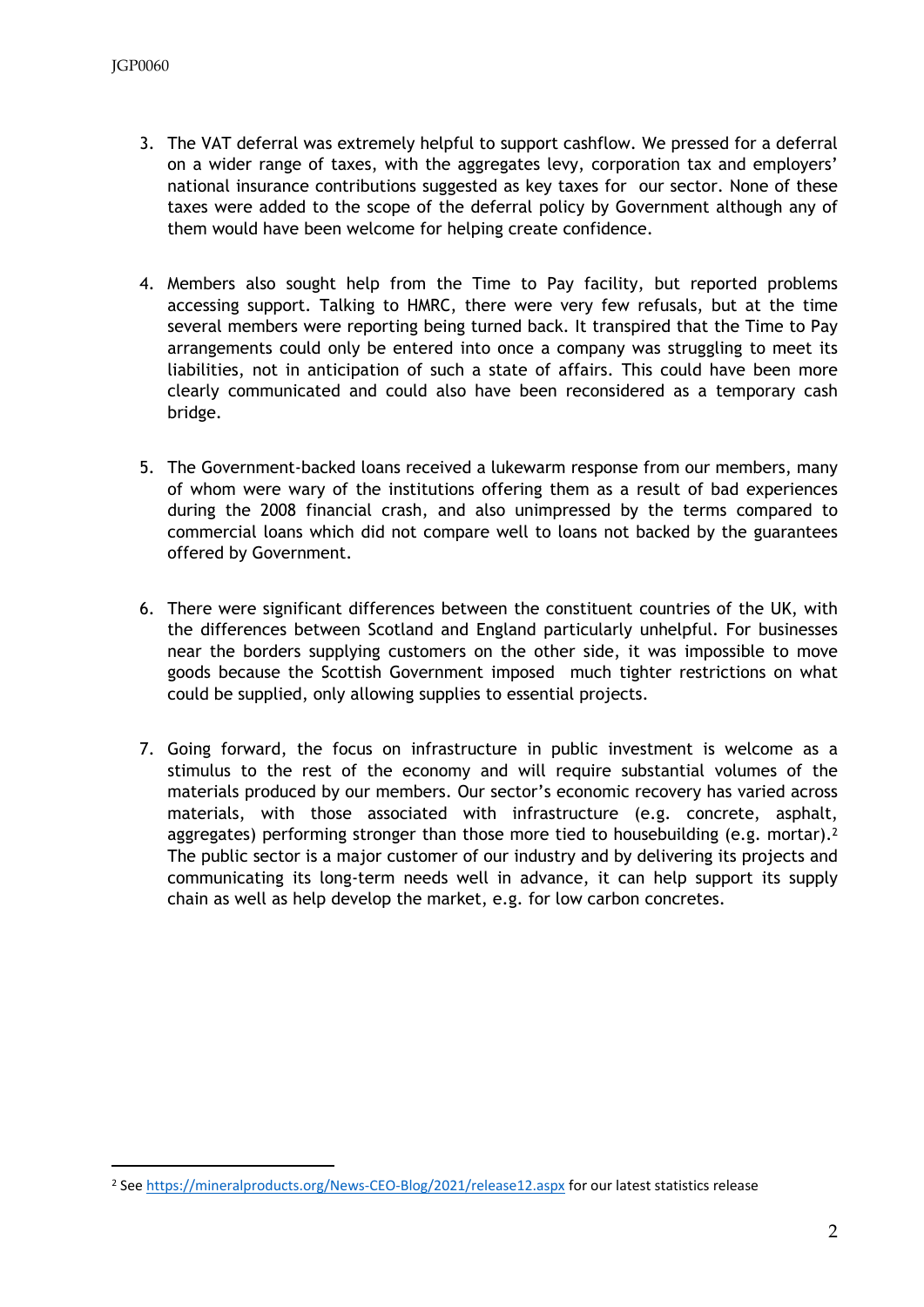3. The VAT deferral was extremely helpful to support cashflow. We pressed for a deferral on a wider range of taxes, with the aggregates levy, corporation tax and employers' national insurance contributions suggested as key taxes for our sector. None of these taxes were added to the scope of the deferral policy by Government although any of them would have been welcome for helping create confidence.

4. Members also sought help from the Time to Pay facility, but reported problems accessing support. Talking to HMRC, there were very few refusals, but at the time several members were reporting being turned back. It transpired that the Time to Pay arrangements could only be entered into once a company was struggling to meet its liabilities, not in anticipation of such a state of affairs. This could have been more clearly communicated and could also have been reconsidered as a temporary cash bridge.

5. The Government-backed loans received a lukewarm response from our members, many of whom were wary of the institutions offering them as a result of bad experiences during the 2008 financial crash, and also unimpressed by the terms compared to commercial loans which did not compare well to loans not backed by the guarantees offered by Government.

6. There were significant differences between the constituent countries of the UK, with the differences between Scotland and England particularly unhelpful. For businesses near the borders supplying customers on the other side, it was impossible to move goods because the Scottish Government imposed much tighter restrictions on what could be supplied, only allowing supplies to essential projects.

7. Going forward, the focus on infrastructure in public investment is welcome as a stimulus to the rest of the economy and will require substantial volumes of the materials produced by our members. Our sector's economic recovery has varied across materials, with those associated with infrastructure (e.g. concrete, asphalt, aggregates) performing stronger than those more tied to housebuilding (e.g. mortar).[2] The public sector is a major customer of our industry and by delivering its projects and communicating its long-term needs well in advance, it can help support its supply chain as well as help develop the market, e.g. for low carbon concretes.

[2] See https://mineralproducts.org/News-CEO-Blog/2021/release12.aspx for our latest statistics release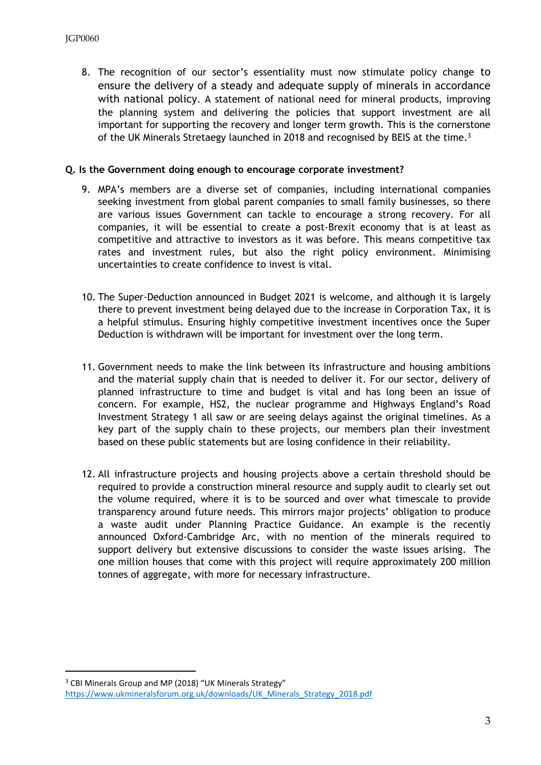8. The recognition of our sector's essentiality must now stimulate policy change to ensure the delivery of a steady and adequate supply of minerals in accordance with national policy. A statement of national need for mineral products, improving the planning system and delivering the policies that support investment are all important for supporting the recovery and longer term growth. This is the cornerstone of the UK Minerals Stretaegy launched in 2018 and recognised by BEIS at the time.[3]

**Q. Is the Government doing enough to encourage corporate investment?**

9. MPA's members are a diverse set of companies, including international companies seeking investment from global parent companies to small family businesses, so there are various issues Government can tackle to encourage a strong recovery. For all companies, it will be essential to create a post-Brexit economy that is at least as competitive and attractive to investors as it was before. This means competitive tax rates and investment rules, but also the right policy environment. Minimising uncertainties to create confidence to invest is vital.

10. The Super-Deduction announced in Budget 2021 is welcome, and although it is largely there to prevent investment being delayed due to the increase in Corporation Tax, it is a helpful stimulus. Ensuring highly competitive investment incentives once the Super Deduction is withdrawn will be important for investment over the long term.

11. Government needs to make the link between its infrastructure and housing ambitions and the material supply chain that is needed to deliver it. For our sector, delivery of planned infrastructure to time and budget is vital and has long been an issue of concern. For example, HS2, the nuclear programme and Highways England's Road Investment Strategy 1 all saw or are seeing delays against the original timelines. As a key part of the supply chain to these projects, our members plan their investment based on these public statements but are losing confidence in their reliability.

12. All infrastructure projects and housing projects above a certain threshold should be required to provide a construction mineral resource and supply audit to clearly set out the volume required, where it is to be sourced and over what timescale to provide transparency around future needs. This mirrors major projects' obligation to produce a waste audit under Planning Practice Guidance. An example is the recently announced Oxford-Cambridge Arc, with no mention of the minerals required to support delivery but extensive discussions to consider the waste issues arising. The one million houses that come with this project will require approximately 200 million tonnes of aggregate, with more for necessary infrastructure.

---

[3] CBI Minerals Group and MP (2018) "UK Minerals Strategy" https://www.ukmineralsforum.org.uk/downloads/UK_Minerals_Strategy_2018.pdf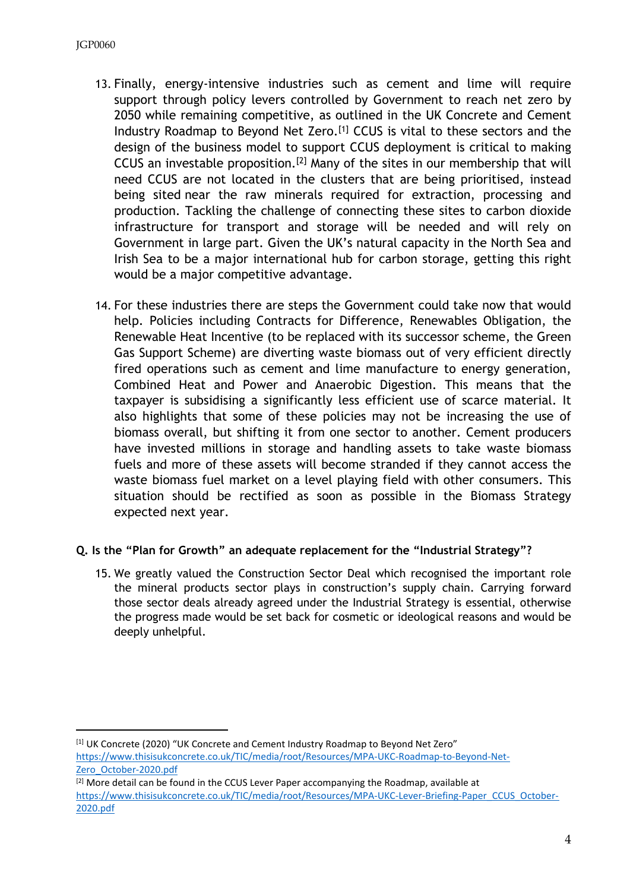13. Finally, energy-intensive industries such as cement and lime will require support through policy levers controlled by Government to reach net zero by 2050 while remaining competitive, as outlined in the UK Concrete and Cement Industry Roadmap to Beyond Net Zero.[1] CCUS is vital to these sectors and the design of the business model to support CCUS deployment is critical to making CCUS an investable proposition.[2] Many of the sites in our membership that will need CCUS are not located in the clusters that are being prioritised, instead being sited near the raw minerals required for extraction, processing and production. Tackling the challenge of connecting these sites to carbon dioxide infrastructure for transport and storage will be needed and will rely on Government in large part. Given the UK's natural capacity in the North Sea and Irish Sea to be a major international hub for carbon storage, getting this right would be a major competitive advantage.

14. For these industries there are steps the Government could take now that would help. Policies including Contracts for Difference, Renewables Obligation, the Renewable Heat Incentive (to be replaced with its successor scheme, the Green Gas Support Scheme) are diverting waste biomass out of very efficient directly fired operations such as cement and lime manufacture to energy generation, Combined Heat and Power and Anaerobic Digestion. This means that the taxpayer is subsidising a significantly less efficient use of scarce material. It also highlights that some of these policies may not be increasing the use of biomass overall, but shifting it from one sector to another. Cement producers have invested millions in storage and handling assets to take waste biomass fuels and more of these assets will become stranded if they cannot access the waste biomass fuel market on a level playing field with other consumers. This situation should be rectified as soon as possible in the Biomass Strategy expected next year.

**Q. Is the "Plan for Growth" an adequate replacement for the "Industrial Strategy"?**

15. We greatly valued the Construction Sector Deal which recognised the important role the mineral products sector plays in construction's supply chain. Carrying forward those sector deals already agreed under the Industrial Strategy is essential, otherwise the progress made would be set back for cosmetic or ideological reasons and would be deeply unhelpful.

---

[1] UK Concrete (2020) "UK Concrete and Cement Industry Roadmap to Beyond Net Zero" https://www.thisisukconcrete.co.uk/TIC/media/root/Resources/MPA-UKC-Roadmap-to-Beyond-Net-Zero_October-2020.pdf

[2] More detail can be found in the CCUS Lever Paper accompanying the Roadmap, available at https://www.thisisukconcrete.co.uk/TIC/media/root/Resources/MPA-UKC-Lever-Briefing-Paper_CCUS_October-2020.pdf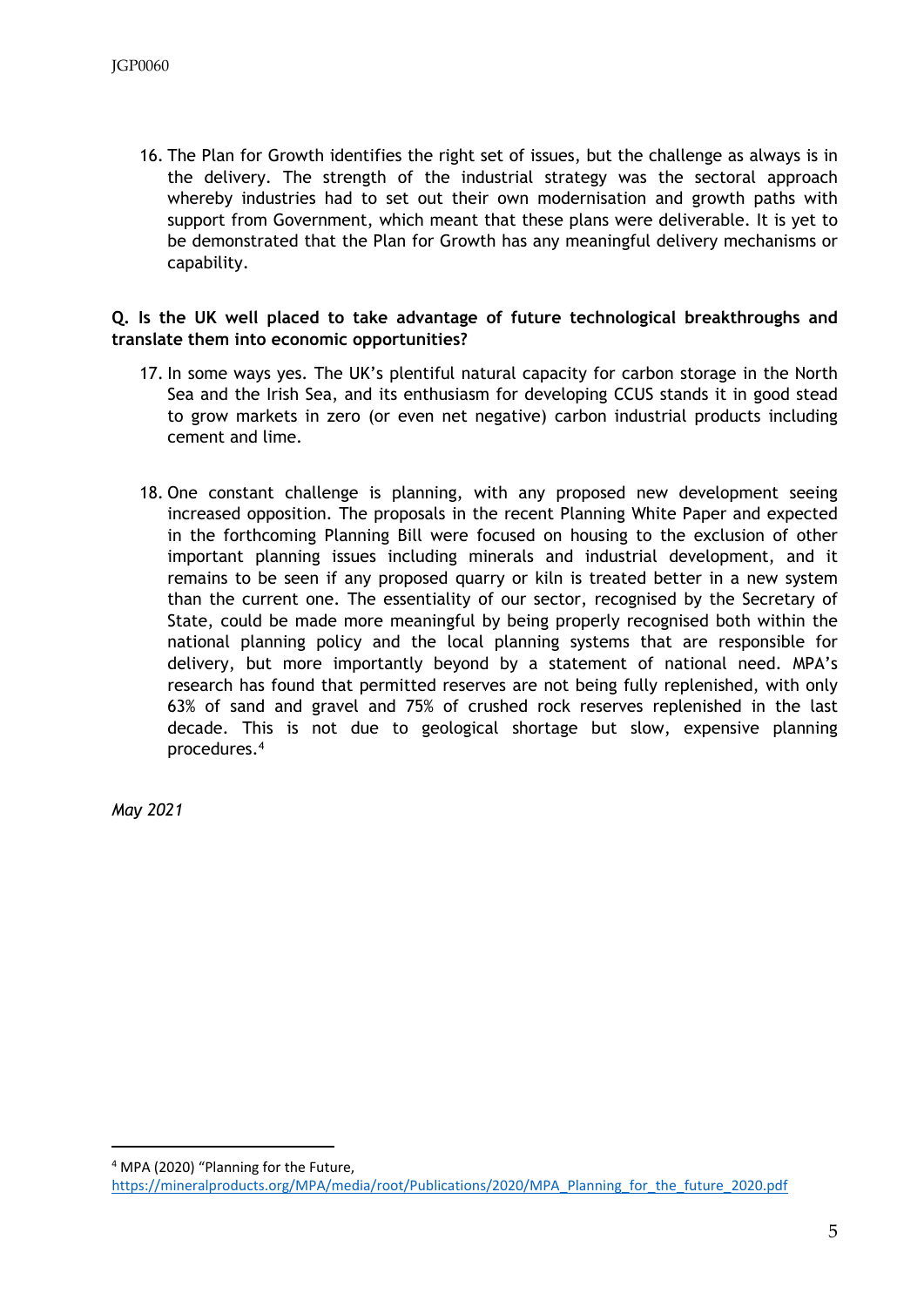16. The Plan for Growth identifies the right set of issues, but the challenge as always is in the delivery. The strength of the industrial strategy was the sectoral approach whereby industries had to set out their own modernisation and growth paths with support from Government, which meant that these plans were deliverable. It is yet to be demonstrated that the Plan for Growth has any meaningful delivery mechanisms or capability.

**Q. Is the UK well placed to take advantage of future technological breakthroughs and translate them into economic opportunities?**

17. In some ways yes. The UK's plentiful natural capacity for carbon storage in the North Sea and the Irish Sea, and its enthusiasm for developing CCUS stands it in good stead to grow markets in zero (or even net negative) carbon industrial products including cement and lime.

18. One constant challenge is planning, with any proposed new development seeing increased opposition. The proposals in the recent Planning White Paper and expected in the forthcoming Planning Bill were focused on housing to the exclusion of other important planning issues including minerals and industrial development, and it remains to be seen if any proposed quarry or kiln is treated better in a new system than the current one. The essentiality of our sector, recognised by the Secretary of State, could be made more meaningful by being properly recognised both within the national planning policy and the local planning systems that are responsible for delivery, but more importantly beyond by a statement of national need. MPA's research has found that permitted reserves are not being fully replenished, with only 63% of sand and gravel and 75% of crushed rock reserves replenished in the last decade. This is not due to geological shortage but slow, expensive planning procedures.[4]

*May 2021*

[4] MPA (2020) "Planning for the Future, https://mineralproducts.org/MPA/media/root/Publications/2020/MPA_Planning_for_the_future_2020.pdf